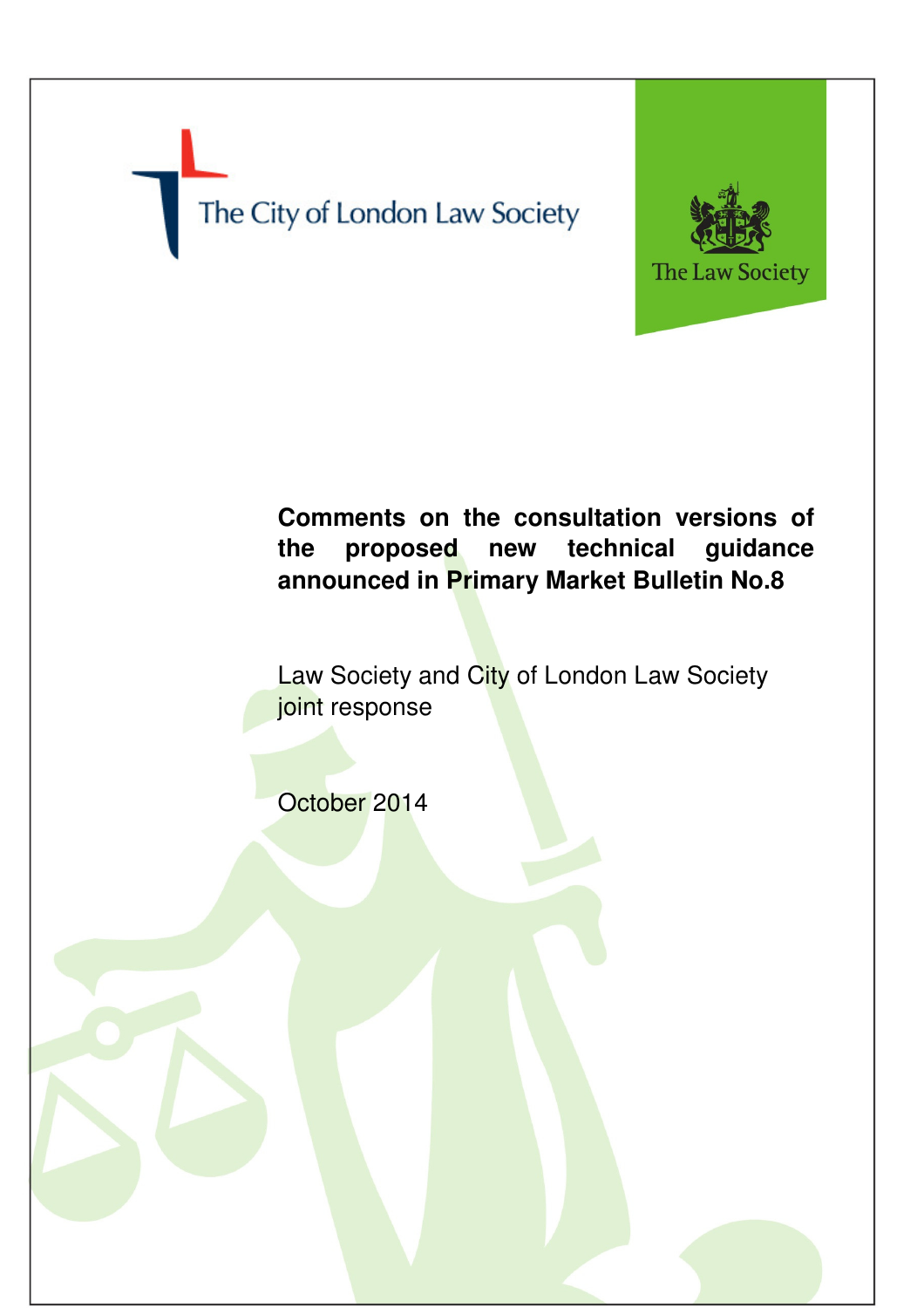The City of London Law Society

The Law Society

# Comments on the consultation versions of the proposed new technical guidance announced in Primary Market Bulletin No.8

Law Society and City of London Law Society joint response

October 2014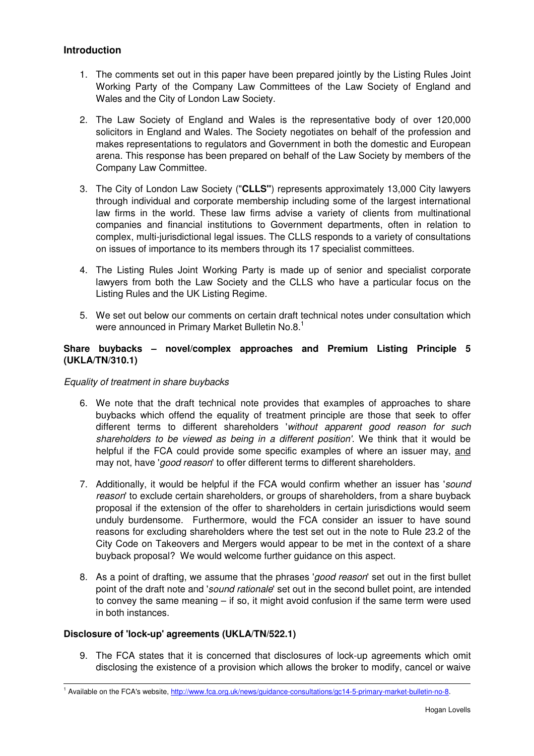## Introduction

1. The comments set out in this paper have been prepared jointly by the Listing Rules Joint Working Party of the Company Law Committees of the Law Society of England and Wales and the City of London Law Society.

2. The Law Society of England and Wales is the representative body of over 120,000 solicitors in England and Wales. The Society negotiates on behalf of the profession and makes representations to regulators and Government in both the domestic and European arena. This response has been prepared on behalf of the Law Society by members of the Company Law Committee.

3. The City of London Law Society ("**CLLS**") represents approximately 13,000 City lawyers through individual and corporate membership including some of the largest international law firms in the world. These law firms advise a variety of clients from multinational companies and financial institutions to Government departments, often in relation to complex, multi-jurisdictional legal issues. The CLLS responds to a variety of consultations on issues of importance to its members through its 17 specialist committees.

4. The Listing Rules Joint Working Party is made up of senior and specialist corporate lawyers from both the Law Society and the CLLS who have a particular focus on the Listing Rules and the UK Listing Regime.

5. We set out below our comments on certain draft technical notes under consultation which were announced in Primary Market Bulletin No.8.[1]

## Share buybacks – novel/complex approaches and Premium Listing Principle 5 (UKLA/TN/310.1)

*Equality of treatment in share buybacks*

6. We note that the draft technical note provides that examples of approaches to share buybacks which offend the equality of treatment principle are those that seek to offer different terms to different shareholders '*without apparent good reason for such shareholders to be viewed as being in a different position'*. We think that it would be helpful if the FCA could provide some specific examples of where an issuer may, and may not, have '*good reason*' to offer different terms to different shareholders.

7. Additionally, it would be helpful if the FCA would confirm whether an issuer has '*sound reason*' to exclude certain shareholders, or groups of shareholders, from a share buyback proposal if the extension of the offer to shareholders in certain jurisdictions would seem unduly burdensome. Furthermore, would the FCA consider an issuer to have sound reasons for excluding shareholders where the test set out in the note to Rule 23.2 of the City Code on Takeovers and Mergers would appear to be met in the context of a share buyback proposal? We would welcome further guidance on this aspect.

8. As a point of drafting, we assume that the phrases '*good reason*' set out in the first bullet point of the draft note and '*sound rationale*' set out in the second bullet point, are intended to convey the same meaning – if so, it might avoid confusion if the same term were used in both instances.

## Disclosure of 'lock-up' agreements (UKLA/TN/522.1)

9. The FCA states that it is concerned that disclosures of lock-up agreements which omit disclosing the existence of a provision which allows the broker to modify, cancel or waive

---

[1] Available on the FCA's website, http://www.fca.org.uk/news/guidance-consultations/gc14-5-primary-market-bulletin-no-8.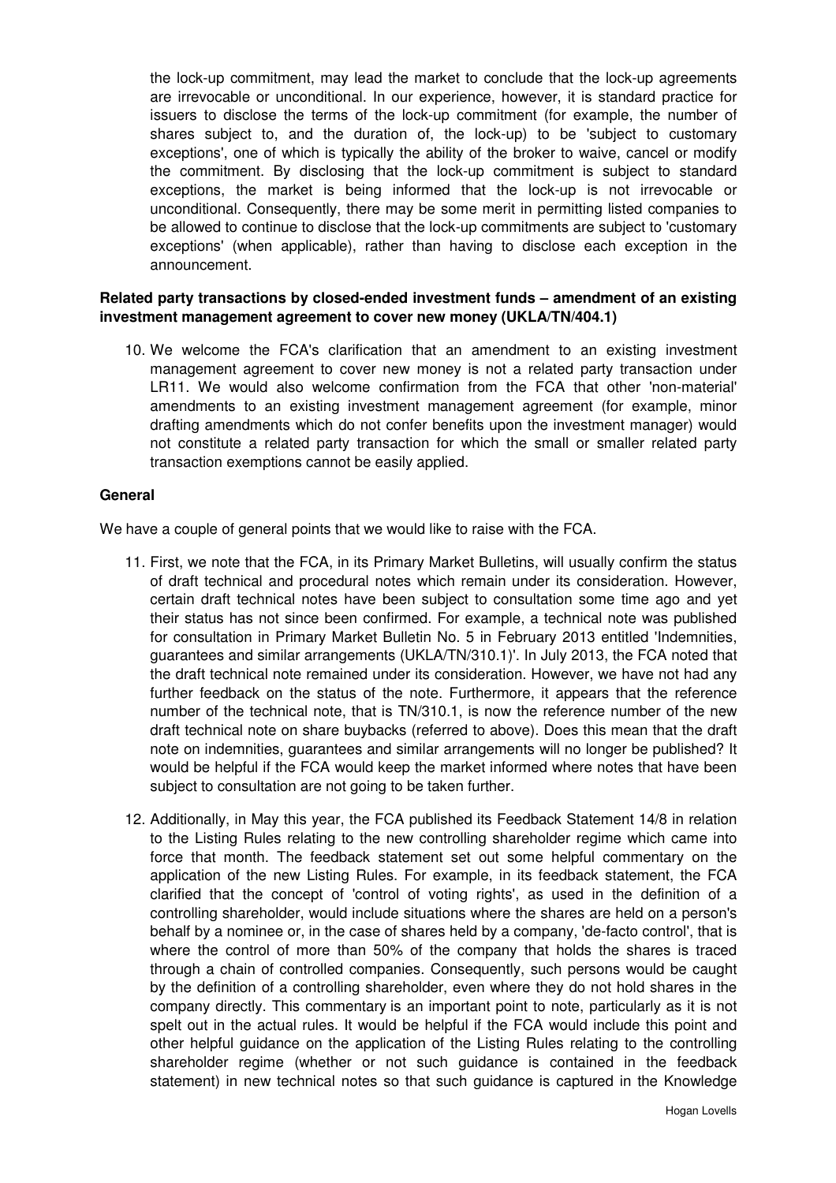the lock-up commitment, may lead the market to conclude that the lock-up agreements are irrevocable or unconditional. In our experience, however, it is standard practice for issuers to disclose the terms of the lock-up commitment (for example, the number of shares subject to, and the duration of, the lock-up) to be 'subject to customary exceptions', one of which is typically the ability of the broker to waive, cancel or modify the commitment. By disclosing that the lock-up commitment is subject to standard exceptions, the market is being informed that the lock-up is not irrevocable or unconditional. Consequently, there may be some merit in permitting listed companies to be allowed to continue to disclose that the lock-up commitments are subject to 'customary exceptions' (when applicable), rather than having to disclose each exception in the announcement.

**Related party transactions by closed-ended investment funds – amendment of an existing investment management agreement to cover new money (UKLA/TN/404.1)**

10. We welcome the FCA's clarification that an amendment to an existing investment management agreement to cover new money is not a related party transaction under LR11. We would also welcome confirmation from the FCA that other 'non-material' amendments to an existing investment management agreement (for example, minor drafting amendments which do not confer benefits upon the investment manager) would not constitute a related party transaction for which the small or smaller related party transaction exemptions cannot be easily applied.

**General**

We have a couple of general points that we would like to raise with the FCA.

11. First, we note that the FCA, in its Primary Market Bulletins, will usually confirm the status of draft technical and procedural notes which remain under its consideration. However, certain draft technical notes have been subject to consultation some time ago and yet their status has not since been confirmed. For example, a technical note was published for consultation in Primary Market Bulletin No. 5 in February 2013 entitled 'Indemnities, guarantees and similar arrangements (UKLA/TN/310.1)'. In July 2013, the FCA noted that the draft technical note remained under its consideration. However, we have not had any further feedback on the status of the note. Furthermore, it appears that the reference number of the technical note, that is TN/310.1, is now the reference number of the new draft technical note on share buybacks (referred to above). Does this mean that the draft note on indemnities, guarantees and similar arrangements will no longer be published? It would be helpful if the FCA would keep the market informed where notes that have been subject to consultation are not going to be taken further.

12. Additionally, in May this year, the FCA published its Feedback Statement 14/8 in relation to the Listing Rules relating to the new controlling shareholder regime which came into force that month. The feedback statement set out some helpful commentary on the application of the new Listing Rules. For example, in its feedback statement, the FCA clarified that the concept of 'control of voting rights', as used in the definition of a controlling shareholder, would include situations where the shares are held on a person's behalf by a nominee or, in the case of shares held by a company, 'de-facto control', that is where the control of more than 50% of the company that holds the shares is traced through a chain of controlled companies. Consequently, such persons would be caught by the definition of a controlling shareholder, even where they do not hold shares in the company directly. This commentary is an important point to note, particularly as it is not spelt out in the actual rules. It would be helpful if the FCA would include this point and other helpful guidance on the application of the Listing Rules relating to the controlling shareholder regime (whether or not such guidance is contained in the feedback statement) in new technical notes so that such guidance is captured in the Knowledge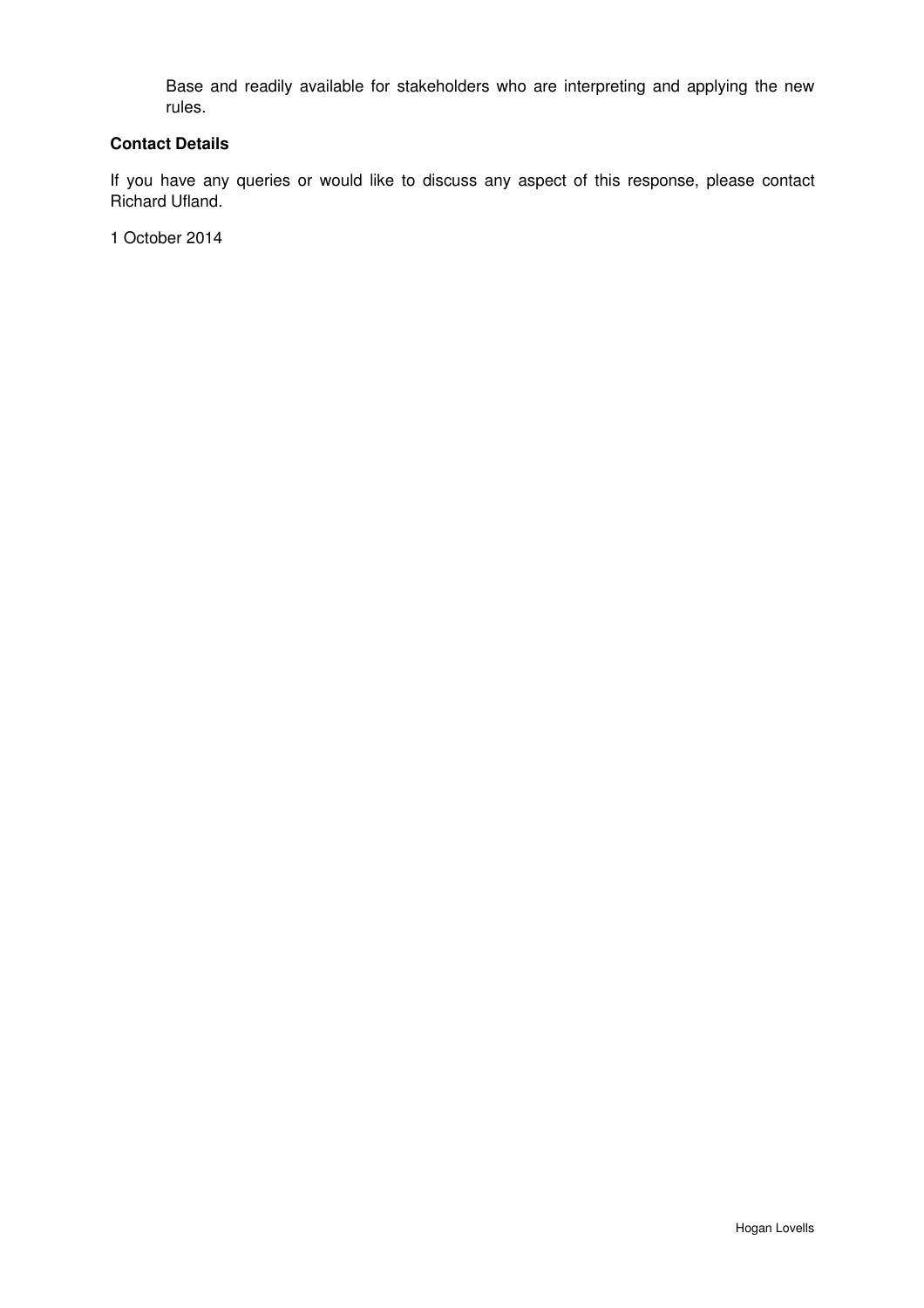Base and readily available for stakeholders who are interpreting and applying the new rules.

**Contact Details**

If you have any queries or would like to discuss any aspect of this response, please contact Richard Ufland.

1 October 2014